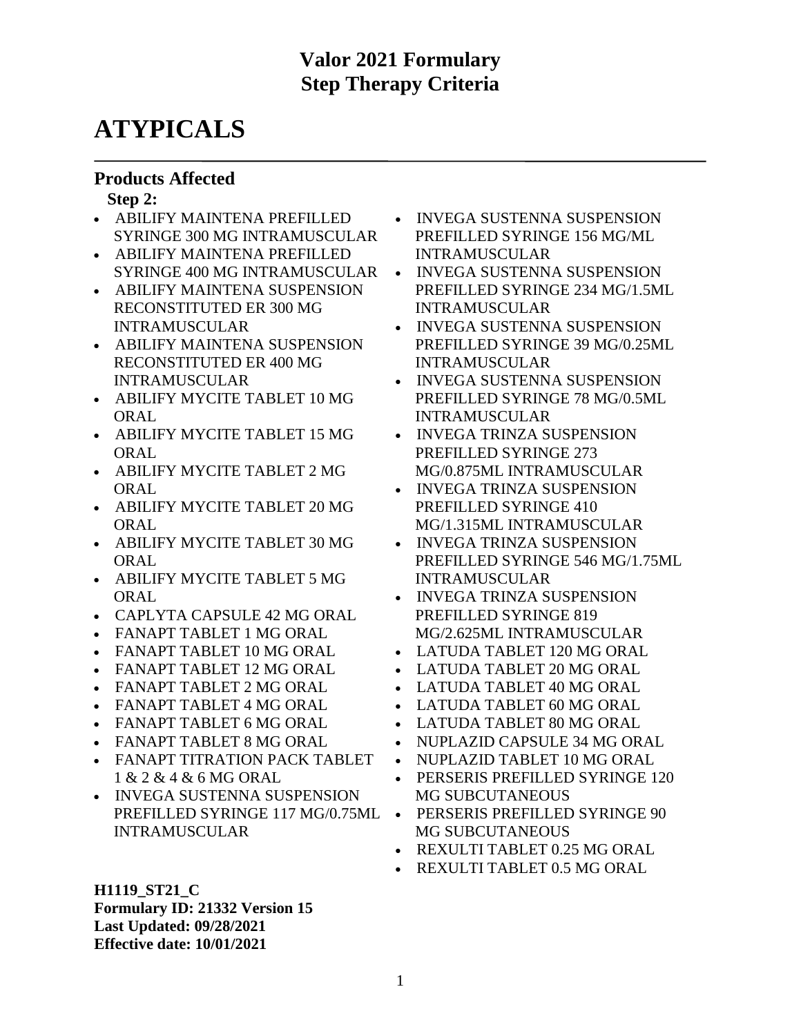# Valor 2021 Formulary
# Step Therapy Criteria

# ATYPICALS

## Products Affected

**Step 2:**

- ABILIFY MAINTENA PREFILLED SYRINGE 300 MG INTRAMUSCULAR
- ABILIFY MAINTENA PREFILLED SYRINGE 400 MG INTRAMUSCULAR
- ABILIFY MAINTENA SUSPENSION RECONSTITUTED ER 300 MG INTRAMUSCULAR
- ABILIFY MAINTENA SUSPENSION RECONSTITUTED ER 400 MG INTRAMUSCULAR
- ABILIFY MYCITE TABLET 10 MG ORAL
- ABILIFY MYCITE TABLET 15 MG ORAL
- ABILIFY MYCITE TABLET 2 MG ORAL
- ABILIFY MYCITE TABLET 20 MG ORAL
- ABILIFY MYCITE TABLET 30 MG ORAL
- ABILIFY MYCITE TABLET 5 MG ORAL
- CAPLYTA CAPSULE 42 MG ORAL
- FANAPT TABLET 1 MG ORAL
- FANAPT TABLET 10 MG ORAL
- FANAPT TABLET 12 MG ORAL
- FANAPT TABLET 2 MG ORAL
- FANAPT TABLET 4 MG ORAL
- FANAPT TABLET 6 MG ORAL
- FANAPT TABLET 8 MG ORAL
- FANAPT TITRATION PACK TABLET 1 & 2 & 4 & 6 MG ORAL
- INVEGA SUSTENNA SUSPENSION PREFILLED SYRINGE 117 MG/0.75ML INTRAMUSCULAR
- INVEGA SUSTENNA SUSPENSION PREFILLED SYRINGE 156 MG/ML INTRAMUSCULAR
- INVEGA SUSTENNA SUSPENSION PREFILLED SYRINGE 234 MG/1.5ML INTRAMUSCULAR
- INVEGA SUSTENNA SUSPENSION PREFILLED SYRINGE 39 MG/0.25ML INTRAMUSCULAR
- INVEGA SUSTENNA SUSPENSION PREFILLED SYRINGE 78 MG/0.5ML INTRAMUSCULAR
- INVEGA TRINZA SUSPENSION PREFILLED SYRINGE 273 MG/0.875ML INTRAMUSCULAR
- INVEGA TRINZA SUSPENSION PREFILLED SYRINGE 410 MG/1.315ML INTRAMUSCULAR
- INVEGA TRINZA SUSPENSION PREFILLED SYRINGE 546 MG/1.75ML INTRAMUSCULAR
- INVEGA TRINZA SUSPENSION PREFILLED SYRINGE 819 MG/2.625ML INTRAMUSCULAR
- LATUDA TABLET 120 MG ORAL
- LATUDA TABLET 20 MG ORAL
- LATUDA TABLET 40 MG ORAL
- LATUDA TABLET 60 MG ORAL
- LATUDA TABLET 80 MG ORAL
- NUPLAZID CAPSULE 34 MG ORAL
- NUPLAZID TABLET 10 MG ORAL
- PERSERIS PREFILLED SYRINGE 120 MG SUBCUTANEOUS
- PERSERIS PREFILLED SYRINGE 90 MG SUBCUTANEOUS
- REXULTI TABLET 0.25 MG ORAL
- REXULTI TABLET 0.5 MG ORAL

**H1119_ST21_C**
**Formulary ID: 21332 Version 15**
**Last Updated: 09/28/2021**
**Effective date: 10/01/2021**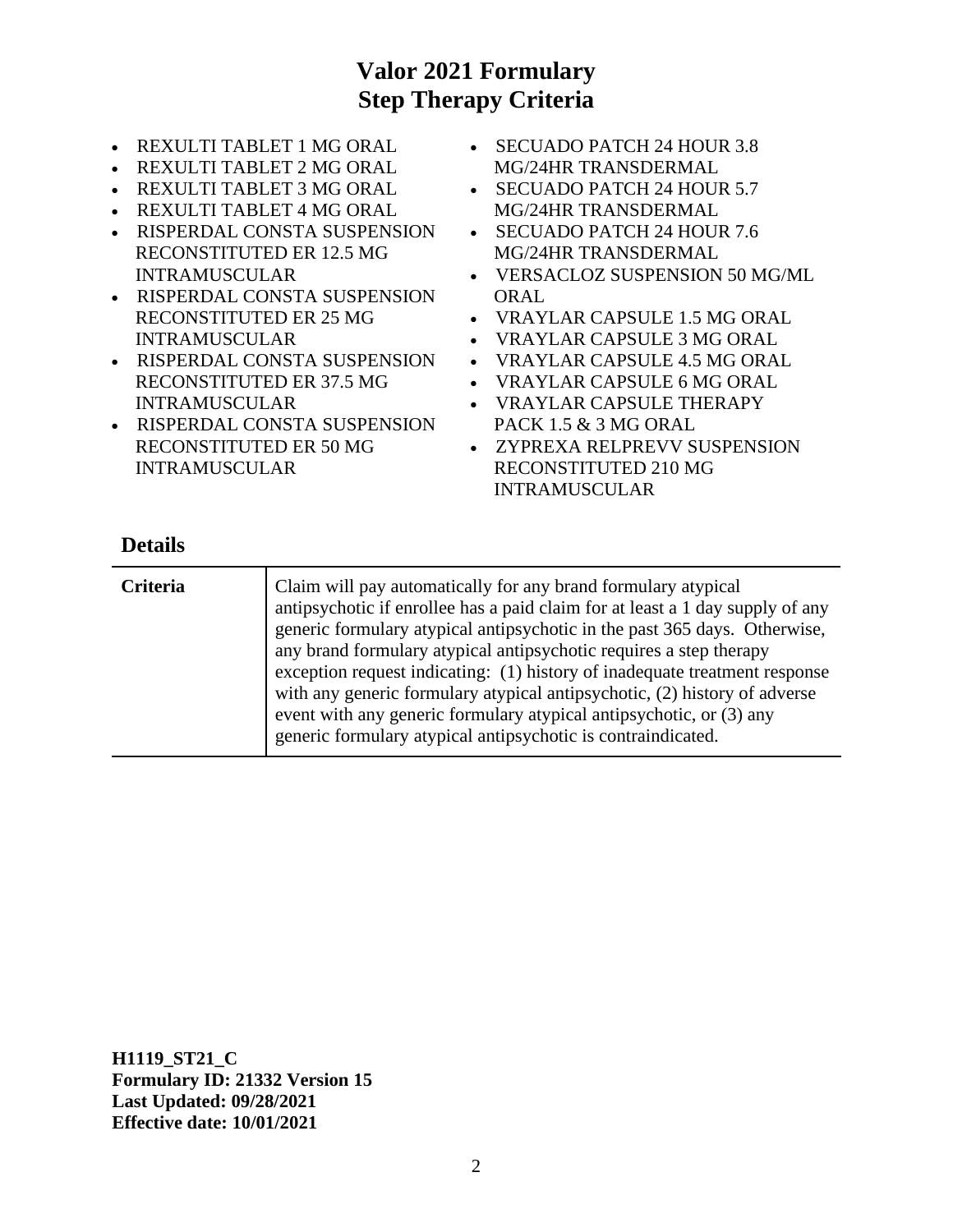# Valor 2021 Formulary
# Step Therapy Criteria

- REXULTI TABLET 1 MG ORAL
- REXULTI TABLET 2 MG ORAL
- REXULTI TABLET 3 MG ORAL
- REXULTI TABLET 4 MG ORAL
- RISPERDAL CONSTA SUSPENSION RECONSTITUTED ER 12.5 MG INTRAMUSCULAR
- RISPERDAL CONSTA SUSPENSION RECONSTITUTED ER 25 MG INTRAMUSCULAR
- RISPERDAL CONSTA SUSPENSION RECONSTITUTED ER 37.5 MG INTRAMUSCULAR
- RISPERDAL CONSTA SUSPENSION RECONSTITUTED ER 50 MG INTRAMUSCULAR
- SECUADO PATCH 24 HOUR 3.8 MG/24HR TRANSDERMAL
- SECUADO PATCH 24 HOUR 5.7 MG/24HR TRANSDERMAL
- SECUADO PATCH 24 HOUR 7.6 MG/24HR TRANSDERMAL
- VERSACLOZ SUSPENSION 50 MG/ML ORAL
- VRAYLAR CAPSULE 1.5 MG ORAL
- VRAYLAR CAPSULE 3 MG ORAL
- VRAYLAR CAPSULE 4.5 MG ORAL
- VRAYLAR CAPSULE 6 MG ORAL
- VRAYLAR CAPSULE THERAPY PACK 1.5 & 3 MG ORAL
- ZYPREXA RELPREVV SUSPENSION RECONSTITUTED 210 MG INTRAMUSCULAR

## Details

| | |
|---|---|
| **Criteria** | Claim will pay automatically for any brand formulary atypical antipsychotic if enrollee has a paid claim for at least a 1 day supply of any generic formulary atypical antipsychotic in the past 365 days. Otherwise, any brand formulary atypical antipsychotic requires a step therapy exception request indicating: (1) history of inadequate treatment response with any generic formulary atypical antipsychotic, (2) history of adverse event with any generic formulary atypical antipsychotic, or (3) any generic formulary atypical antipsychotic is contraindicated. |

**H1119_ST21_C**
**Formulary ID: 21332 Version 15**
**Last Updated: 09/28/2021**
**Effective date: 10/01/2021**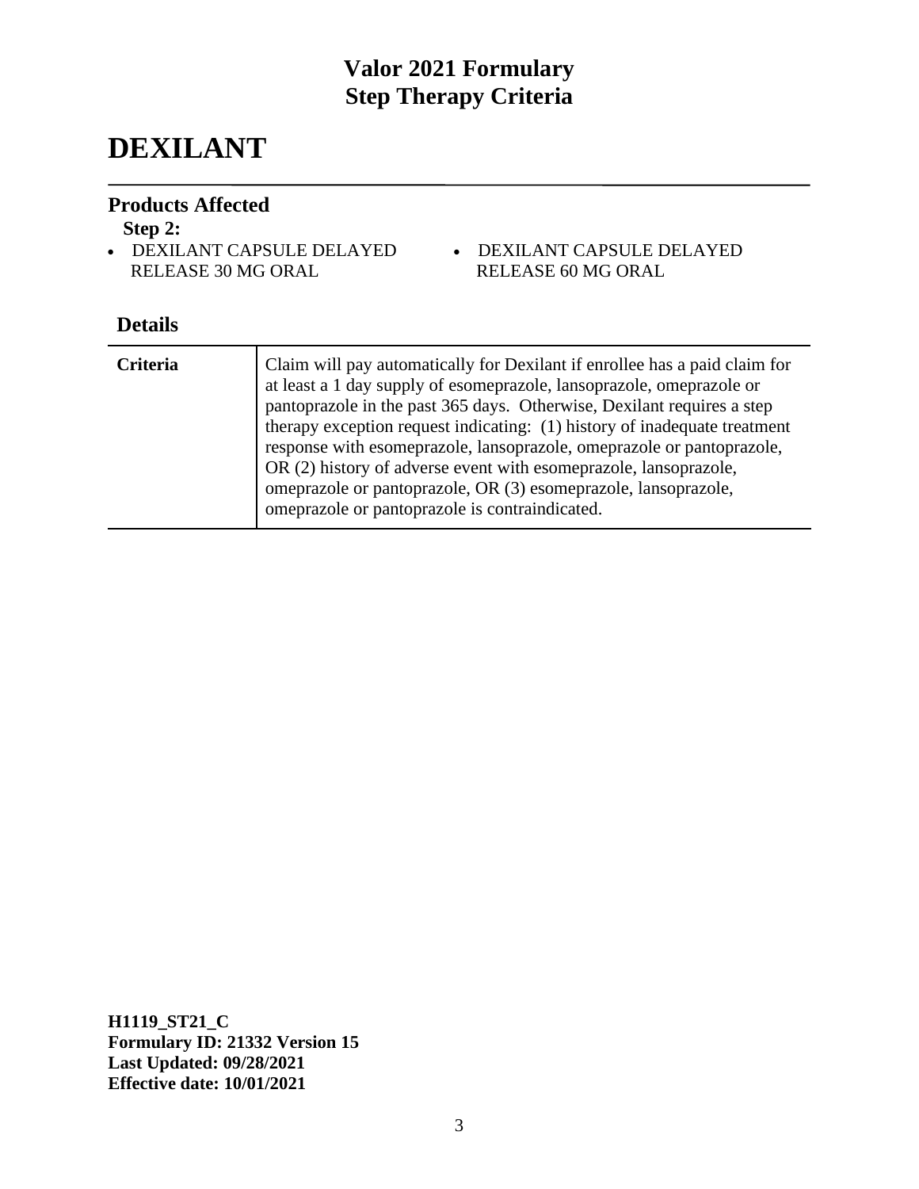# DEXILANT

## Products Affected

**Step 2:**

- DEXILANT CAPSULE DELAYED RELEASE 30 MG ORAL
- DEXILANT CAPSULE DELAYED RELEASE 60 MG ORAL

## Details

| | |
|---|---|
| **Criteria** | Claim will pay automatically for Dexilant if enrollee has a paid claim for at least a 1 day supply of esomeprazole, lansoprazole, omeprazole or pantoprazole in the past 365 days. Otherwise, Dexilant requires a step therapy exception request indicating: (1) history of inadequate treatment response with esomeprazole, lansoprazole, omeprazole or pantoprazole, OR (2) history of adverse event with esomeprazole, lansoprazole, omeprazole or pantoprazole, OR (3) esomeprazole, lansoprazole, omeprazole or pantoprazole is contraindicated. |

**H1119_ST21_C**
**Formulary ID: 21332 Version 15**
**Last Updated: 09/28/2021**
**Effective date: 10/01/2021**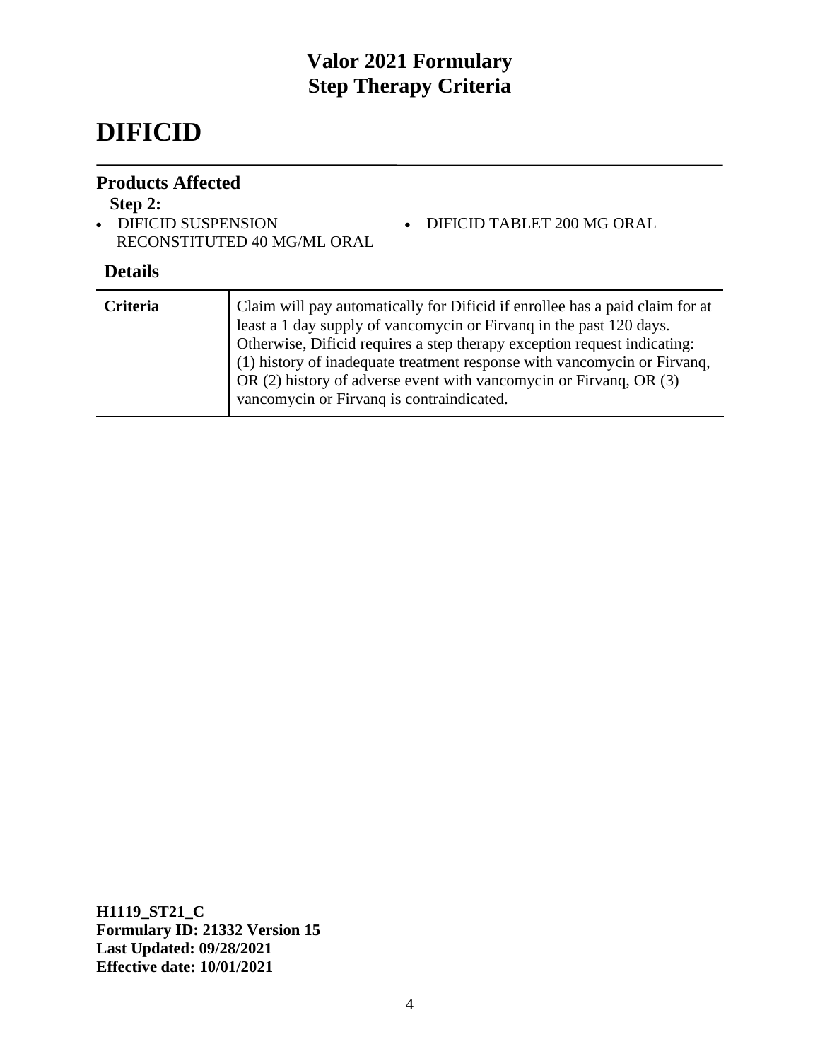# DIFICID

## Products Affected

**Step 2:**

- DIFICID SUSPENSION RECONSTITUTED 40 MG/ML ORAL
- DIFICID TABLET 200 MG ORAL

## Details

| | |
|---|---|
| **Criteria** | Claim will pay automatically for Dificid if enrollee has a paid claim for at least a 1 day supply of vancomycin or Firvanq in the past 120 days. Otherwise, Dificid requires a step therapy exception request indicating: (1) history of inadequate treatment response with vancomycin or Firvanq, OR (2) history of adverse event with vancomycin or Firvanq, OR (3) vancomycin or Firvanq is contraindicated. |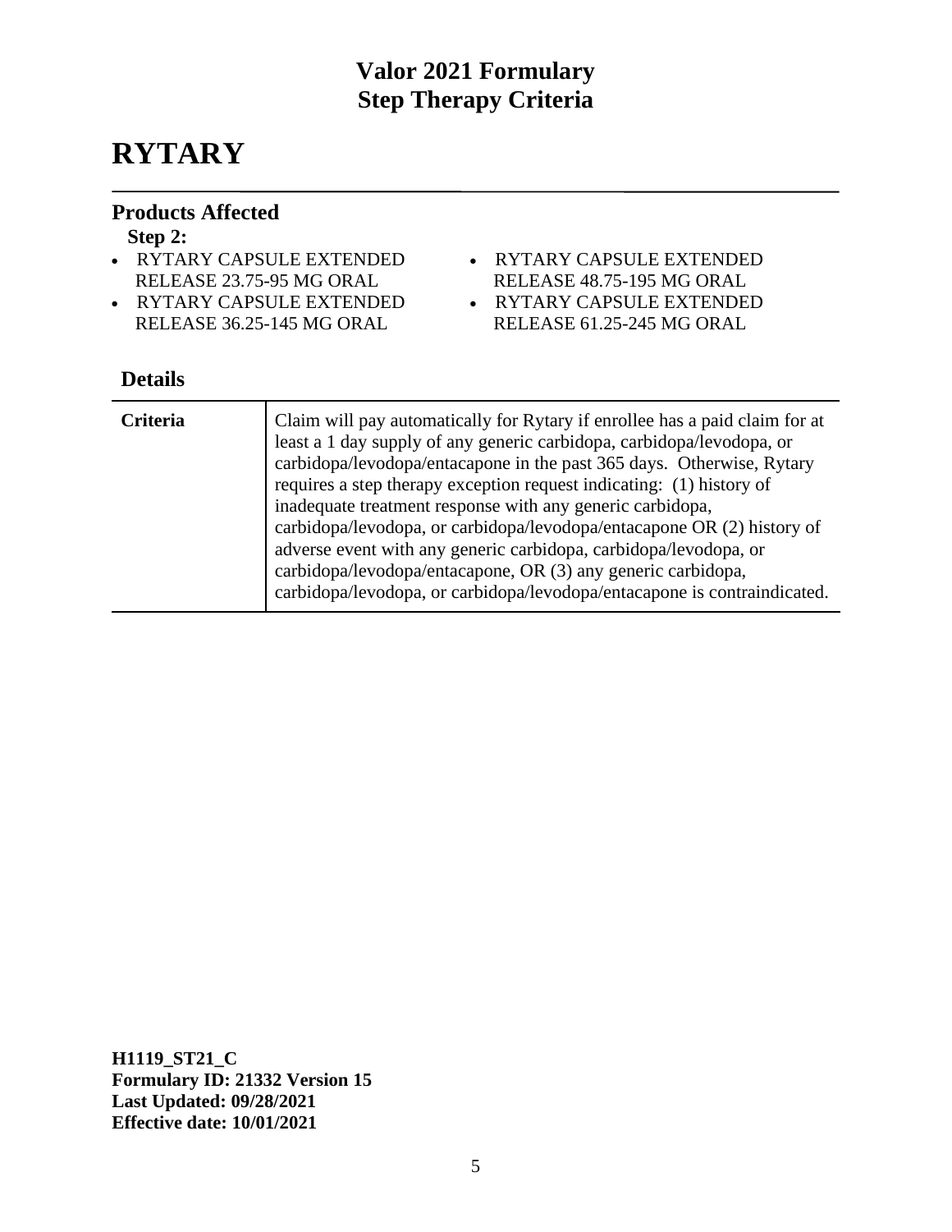# RYTARY

## Products Affected

**Step 2:**

- RYTARY CAPSULE EXTENDED RELEASE 23.75-95 MG ORAL
- RYTARY CAPSULE EXTENDED RELEASE 36.25-145 MG ORAL
- RYTARY CAPSULE EXTENDED RELEASE 48.75-195 MG ORAL
- RYTARY CAPSULE EXTENDED RELEASE 61.25-245 MG ORAL

## Details

| | |
|---|---|
| **Criteria** | Claim will pay automatically for Rytary if enrollee has a paid claim for at least a 1 day supply of any generic carbidopa, carbidopa/levodopa, or carbidopa/levodopa/entacapone in the past 365 days. Otherwise, Rytary requires a step therapy exception request indicating: (1) history of inadequate treatment response with any generic carbidopa, carbidopa/levodopa, or carbidopa/levodopa/entacapone OR (2) history of adverse event with any generic carbidopa, carbidopa/levodopa, or carbidopa/levodopa/entacapone, OR (3) any generic carbidopa, carbidopa/levodopa, or carbidopa/levodopa/entacapone is contraindicated. |

**H1119_ST21_C**
**Formulary ID: 21332 Version 15**
**Last Updated: 09/28/2021**
**Effective date: 10/01/2021**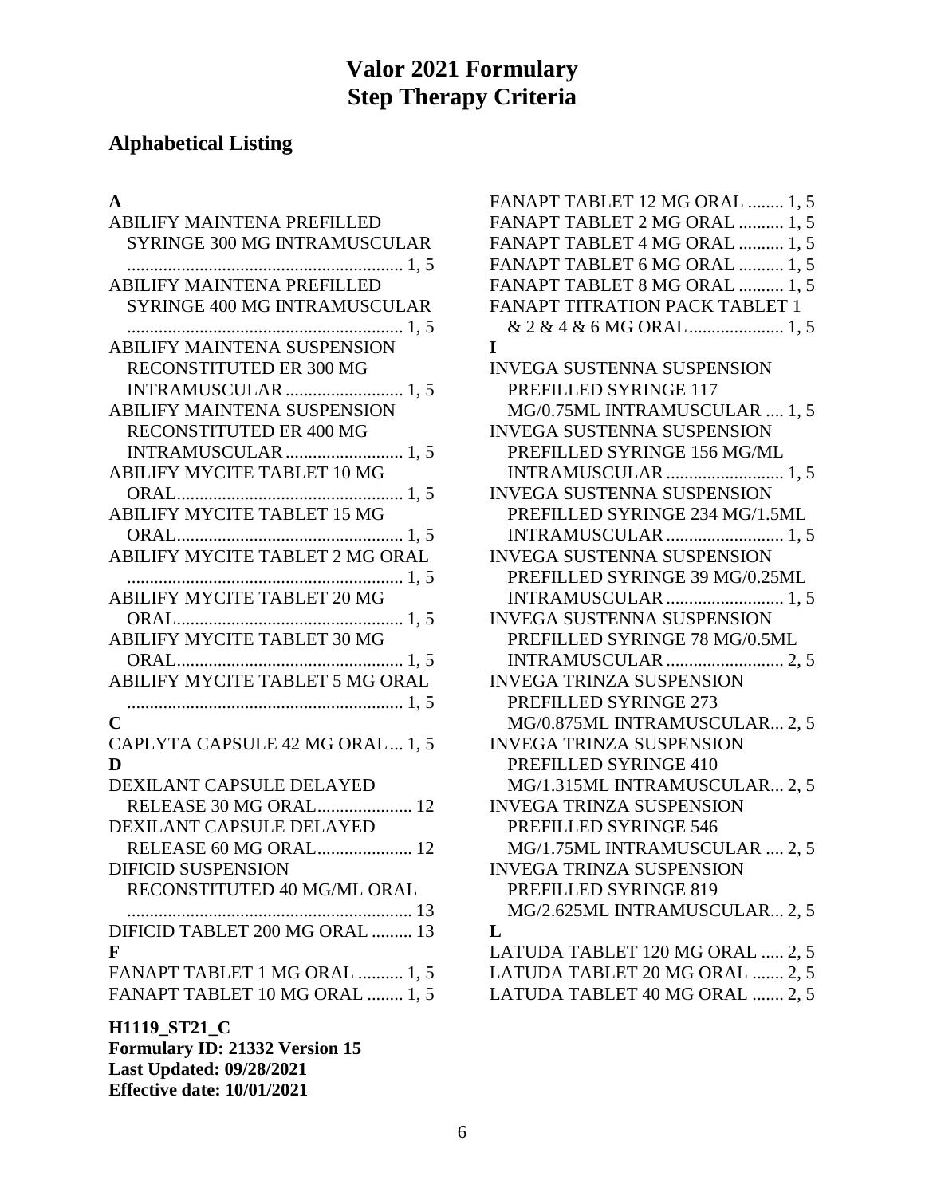# Valor 2021 Formulary
# Step Therapy Criteria

## Alphabetical Listing

**A**

ABILIFY MAINTENA PREFILLED SYRINGE 300 MG INTRAMUSCULAR ............................................................ 1, 5
ABILIFY MAINTENA PREFILLED SYRINGE 400 MG INTRAMUSCULAR ............................................................ 1, 5
ABILIFY MAINTENA SUSPENSION RECONSTITUTED ER 300 MG INTRAMUSCULAR .......................... 1, 5
ABILIFY MAINTENA SUSPENSION RECONSTITUTED ER 400 MG INTRAMUSCULAR .......................... 1, 5
ABILIFY MYCITE TABLET 10 MG ORAL.................................................. 1, 5
ABILIFY MYCITE TABLET 15 MG ORAL.................................................. 1, 5
ABILIFY MYCITE TABLET 2 MG ORAL ............................................................ 1, 5
ABILIFY MYCITE TABLET 20 MG ORAL.................................................. 1, 5
ABILIFY MYCITE TABLET 30 MG ORAL.................................................. 1, 5
ABILIFY MYCITE TABLET 5 MG ORAL ............................................................ 1, 5

**C**

CAPLYTA CAPSULE 42 MG ORAL ... 1, 5

**D**

DEXILANT CAPSULE DELAYED RELEASE 30 MG ORAL..................... 12
DEXILANT CAPSULE DELAYED RELEASE 60 MG ORAL..................... 12
DIFICID SUSPENSION RECONSTITUTED 40 MG/ML ORAL .............................................................. 13
DIFICID TABLET 200 MG ORAL ......... 13

**F**

FANAPT TABLET 1 MG ORAL .......... 1, 5
FANAPT TABLET 10 MG ORAL ........ 1, 5
FANAPT TABLET 12 MG ORAL ........ 1, 5
FANAPT TABLET 2 MG ORAL .......... 1, 5
FANAPT TABLET 4 MG ORAL .......... 1, 5
FANAPT TABLET 6 MG ORAL .......... 1, 5
FANAPT TABLET 8 MG ORAL .......... 1, 5
FANAPT TITRATION PACK TABLET 1 & 2 & 4 & 6 MG ORAL..................... 1, 5

**I**

INVEGA SUSTENNA SUSPENSION PREFILLED SYRINGE 117 MG/0.75ML INTRAMUSCULAR .... 1, 5
INVEGA SUSTENNA SUSPENSION PREFILLED SYRINGE 156 MG/ML INTRAMUSCULAR .......................... 1, 5
INVEGA SUSTENNA SUSPENSION PREFILLED SYRINGE 234 MG/1.5ML INTRAMUSCULAR .......................... 1, 5
INVEGA SUSTENNA SUSPENSION PREFILLED SYRINGE 39 MG/0.25ML INTRAMUSCULAR .......................... 1, 5
INVEGA SUSTENNA SUSPENSION PREFILLED SYRINGE 78 MG/0.5ML INTRAMUSCULAR .......................... 2, 5
INVEGA TRINZA SUSPENSION PREFILLED SYRINGE 273 MG/0.875ML INTRAMUSCULAR... 2, 5
INVEGA TRINZA SUSPENSION PREFILLED SYRINGE 410 MG/1.315ML INTRAMUSCULAR... 2, 5
INVEGA TRINZA SUSPENSION PREFILLED SYRINGE 546 MG/1.75ML INTRAMUSCULAR .... 2, 5
INVEGA TRINZA SUSPENSION PREFILLED SYRINGE 819 MG/2.625ML INTRAMUSCULAR... 2, 5

**L**

LATUDA TABLET 120 MG ORAL ..... 2, 5
LATUDA TABLET 20 MG ORAL ....... 2, 5
LATUDA TABLET 40 MG ORAL ....... 2, 5

**H1119_ST21_C**
**Formulary ID: 21332 Version 15**
**Last Updated: 09/28/2021**
**Effective date: 10/01/2021**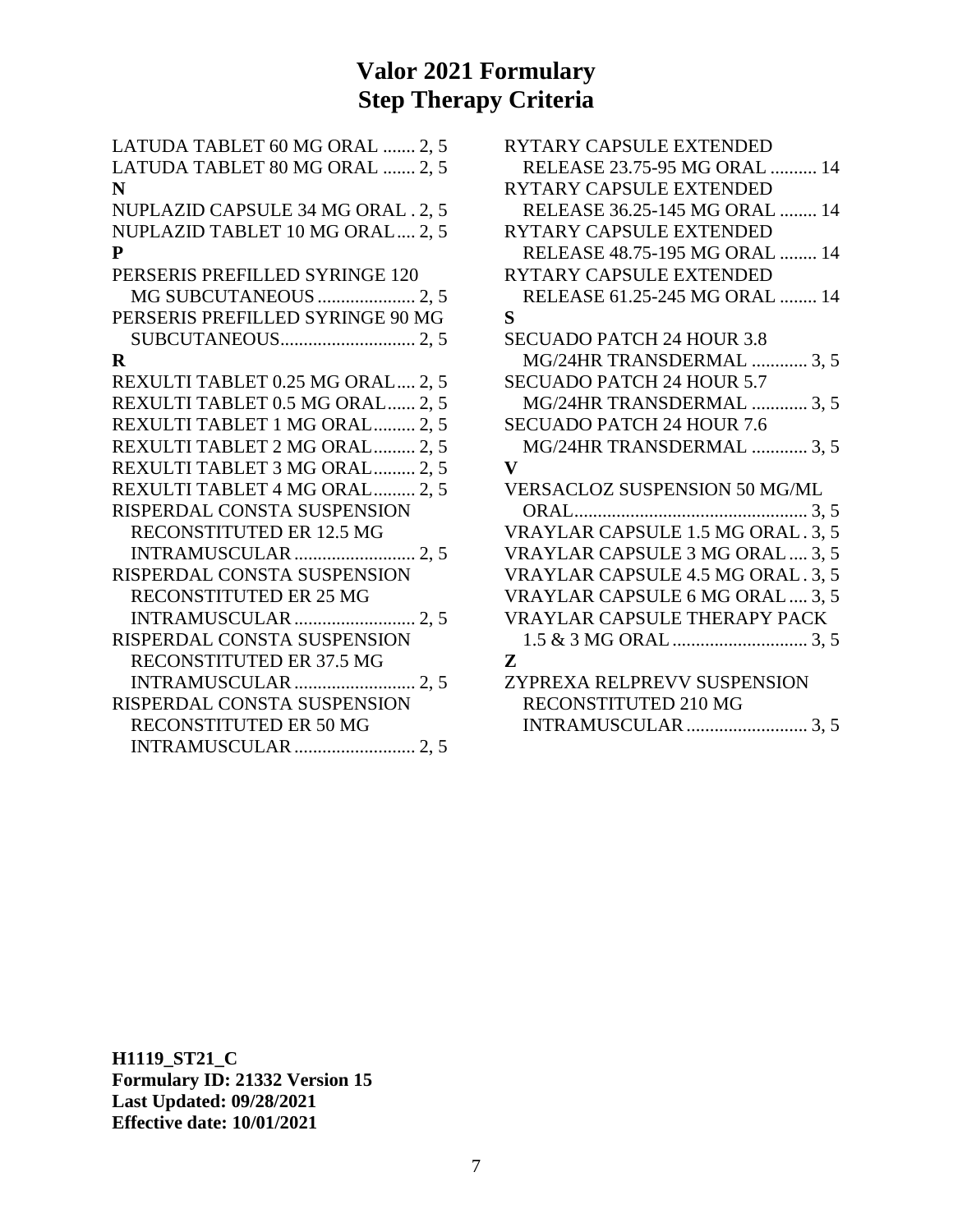# Valor 2021 Formulary
# Step Therapy Criteria

LATUDA TABLET 60 MG ORAL ....... 2, 5
LATUDA TABLET 80 MG ORAL ....... 2, 5

**N**

NUPLAZID CAPSULE 34 MG ORAL . 2, 5
NUPLAZID TABLET 10 MG ORAL .... 2, 5

**P**

PERSERIS PREFILLED SYRINGE 120 MG SUBCUTANEOUS ..................... 2, 5
PERSERIS PREFILLED SYRINGE 90 MG SUBCUTANEOUS............................. 2, 5

**R**

REXULTI TABLET 0.25 MG ORAL .... 2, 5
REXULTI TABLET 0.5 MG ORAL ...... 2, 5
REXULTI TABLET 1 MG ORAL ......... 2, 5
REXULTI TABLET 2 MG ORAL ......... 2, 5
REXULTI TABLET 3 MG ORAL ......... 2, 5
REXULTI TABLET 4 MG ORAL ......... 2, 5
RISPERDAL CONSTA SUSPENSION RECONSTITUTED ER 12.5 MG INTRAMUSCULAR .......................... 2, 5
RISPERDAL CONSTA SUSPENSION RECONSTITUTED ER 25 MG INTRAMUSCULAR .......................... 2, 5
RISPERDAL CONSTA SUSPENSION RECONSTITUTED ER 37.5 MG INTRAMUSCULAR .......................... 2, 5
RISPERDAL CONSTA SUSPENSION RECONSTITUTED ER 50 MG INTRAMUSCULAR .......................... 2, 5
RYTARY CAPSULE EXTENDED RELEASE 23.75-95 MG ORAL .......... 14
RYTARY CAPSULE EXTENDED RELEASE 36.25-145 MG ORAL ........ 14
RYTARY CAPSULE EXTENDED RELEASE 48.75-195 MG ORAL ........ 14
RYTARY CAPSULE EXTENDED RELEASE 61.25-245 MG ORAL ........ 14

**S**

SECUADO PATCH 24 HOUR 3.8 MG/24HR TRANSDERMAL ............ 3, 5
SECUADO PATCH 24 HOUR 5.7 MG/24HR TRANSDERMAL ............ 3, 5
SECUADO PATCH 24 HOUR 7.6 MG/24HR TRANSDERMAL ............ 3, 5

**V**

VERSACLOZ SUSPENSION 50 MG/ML ORAL.................................................. 3, 5
VRAYLAR CAPSULE 1.5 MG ORAL . 3, 5
VRAYLAR CAPSULE 3 MG ORAL .... 3, 5
VRAYLAR CAPSULE 4.5 MG ORAL . 3, 5
VRAYLAR CAPSULE 6 MG ORAL .... 3, 5
VRAYLAR CAPSULE THERAPY PACK 1.5 & 3 MG ORAL ............................. 3, 5

**Z**

ZYPREXA RELPREVV SUSPENSION RECONSTITUTED 210 MG INTRAMUSCULAR .......................... 3, 5

**H1119_ST21_C**
**Formulary ID: 21332 Version 15**
**Last Updated: 09/28/2021**
**Effective date: 10/01/2021**